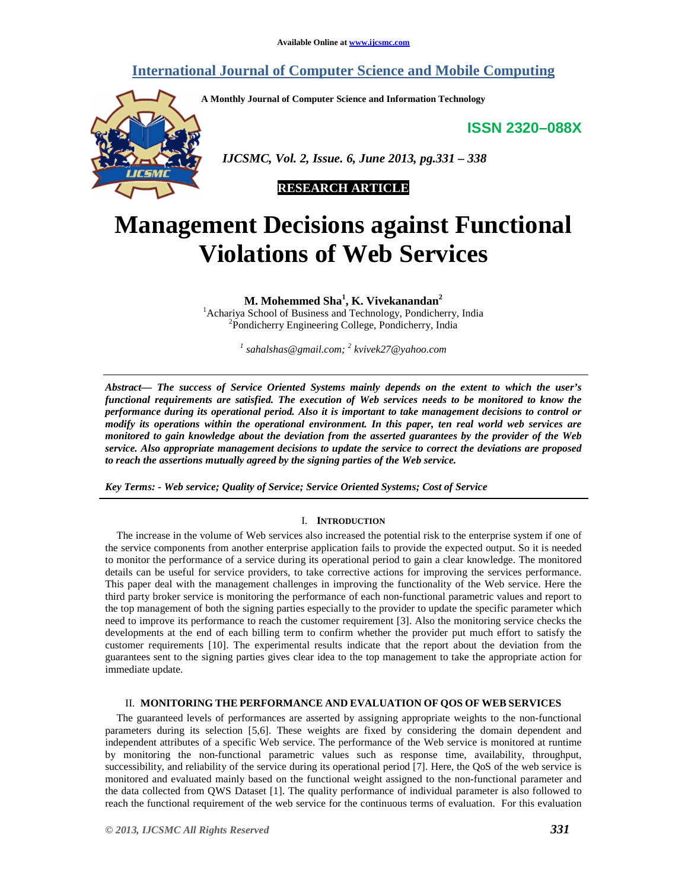Available Online at www.ijcsmc.com

# International Journal of Computer Science and Mobile Computing

A Monthly Journal of Computer Science and Information Technology

ISSN 2320–088X

*IJCSMC, Vol. 2, Issue. 6, June 2013, pg.331 – 338*

**RESEARCH ARTICLE**

# Management Decisions against Functional Violations of Web Services

**M. Mohemmed Sha[1], K. Vivekanandan[2]**

[1]Achariya School of Business and Technology, Pondicherry, India
[2]Pondicherry Engineering College, Pondicherry, India

*[1] sahalshas@gmail.com; [2] kvivek27@yahoo.com*

***Abstract— The success of Service Oriented Systems mainly depends on the extent to which the user's functional requirements are satisfied. The execution of Web services needs to be monitored to know the performance during its operational period. Also it is important to take management decisions to control or modify its operations within the operational environment. In this paper, ten real world web services are monitored to gain knowledge about the deviation from the asserted guarantees by the provider of the Web service. Also appropriate management decisions to update the service to correct the deviations are proposed to reach the assertions mutually agreed by the signing parties of the Web service.***

***Key Terms: - Web service; Quality of Service; Service Oriented Systems; Cost of Service***

## I. Introduction

The increase in the volume of Web services also increased the potential risk to the enterprise system if one of the service components from another enterprise application fails to provide the expected output. So it is needed to monitor the performance of a service during its operational period to gain a clear knowledge. The monitored details can be useful for service providers, to take corrective actions for improving the services performance. This paper deal with the management challenges in improving the functionality of the Web service. Here the third party broker service is monitoring the performance of each non-functional parametric values and report to the top management of both the signing parties especially to the provider to update the specific parameter which need to improve its performance to reach the customer requirement [3]. Also the monitoring service checks the developments at the end of each billing term to confirm whether the provider put much effort to satisfy the customer requirements [10]. The experimental results indicate that the report about the deviation from the guarantees sent to the signing parties gives clear idea to the top management to take the appropriate action for immediate update.

## II. Monitoring the Performance and Evaluation of QoS of Web Services

The guaranteed levels of performances are asserted by assigning appropriate weights to the non-functional parameters during its selection [5,6]. These weights are fixed by considering the domain dependent and independent attributes of a specific Web service. The performance of the Web service is monitored at runtime by monitoring the non-functional parametric values such as response time, availability, throughput, successibility, and reliability of the service during its operational period [7]. Here, the QoS of the web service is monitored and evaluated mainly based on the functional weight assigned to the non-functional parameter and the data collected from QWS Dataset [1]. The quality performance of individual parameter is also followed to reach the functional requirement of the web service for the continuous terms of evaluation. For this evaluation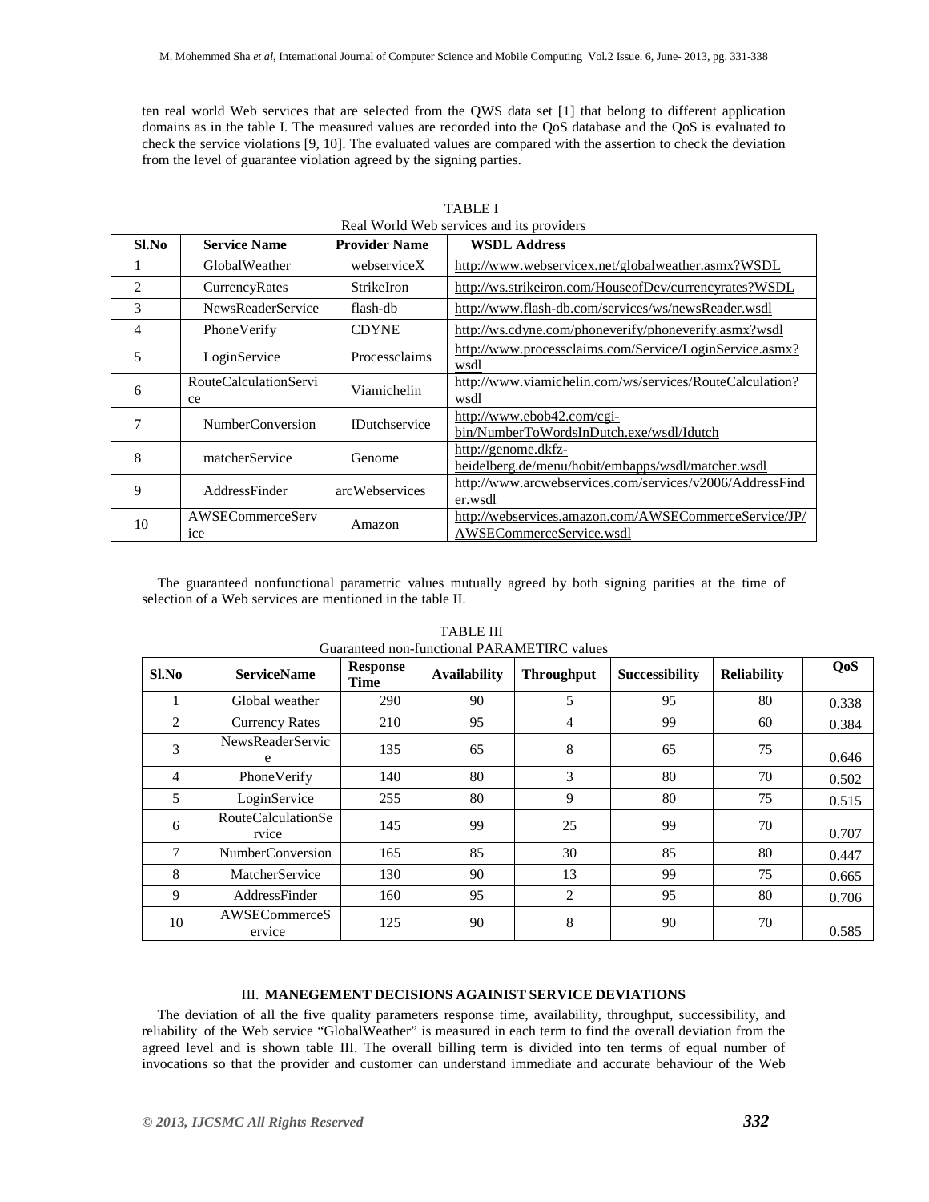ten real world Web services that are selected from the QWS data set [1] that belong to different application domains as in the table I. The measured values are recorded into the QoS database and the QoS is evaluated to check the service violations [9, 10]. The evaluated values are compared with the assertion to check the deviation from the level of guarantee violation agreed by the signing parties.

TABLE I
Real World Web services and its providers

| Sl.No | Service Name | Provider Name | WSDL Address |
|---|---|---|---|
| 1 | GlobalWeather | webserviceX | http://www.webservicex.net/globalweather.asmx?WSDL |
| 2 | CurrencyRates | StrikeIron | http://ws.strikeiron.com/HouseofDev/currencyrates?WSDL |
| 3 | NewsReaderService | flash-db | http://www.flash-db.com/services/ws/newsReader.wsdl |
| 4 | PhoneVerify | CDYNE | http://ws.cdyne.com/phoneverify/phoneverify.asmx?wsdl |
| 5 | LoginService | Processclaims | http://www.processclaims.com/Service/LoginService.asmx?wsdl |
| 6 | RouteCalculationService | Viamichelin | http://www.viamichelin.com/ws/services/RouteCalculation?wsdl |
| 7 | NumberConversion | IDutchservice | http://www.ebob42.com/cgi-bin/NumberToWordsInDutch.exe/wsdl/Idutch |
| 8 | matcherService | Genome | http://genome.dkfz-heidelberg.de/menu/hobit/embapps/wsdl/matcher.wsdl |
| 9 | AddressFinder | arcWebservices | http://www.arcwebservices.com/services/v2006/AddressFinder.wsdl |
| 10 | AWSECommerceService | Amazon | http://webservices.amazon.com/AWSECommerceService/JP/AWSECommerceService.wsdl |

The guaranteed nonfunctional parametric values mutually agreed by both signing parities at the time of selection of a Web services are mentioned in the table II.

TABLE III
Guaranteed non-functional PARAMETIRC values

| Sl.No | ServiceName | Response Time | Availability | Throughput | Successibility | Reliability | QoS |
|---|---|---|---|---|---|---|---|
| 1 | Global weather | 290 | 90 | 5 | 95 | 80 | 0.338 |
| 2 | Currency Rates | 210 | 95 | 4 | 99 | 60 | 0.384 |
| 3 | NewsReaderService | 135 | 65 | 8 | 65 | 75 | 0.646 |
| 4 | PhoneVerify | 140 | 80 | 3 | 80 | 70 | 0.502 |
| 5 | LoginService | 255 | 80 | 9 | 80 | 75 | 0.515 |
| 6 | RouteCalculationService | 145 | 99 | 25 | 99 | 70 | 0.707 |
| 7 | NumberConversion | 165 | 85 | 30 | 85 | 80 | 0.447 |
| 8 | MatcherService | 130 | 90 | 13 | 99 | 75 | 0.665 |
| 9 | AddressFinder | 160 | 95 | 2 | 95 | 80 | 0.706 |
| 10 | AWSECommerceService | 125 | 90 | 8 | 90 | 70 | 0.585 |

## III. MANEGEMENT DECISIONS AGAINIST SERVICE DEVIATIONS

The deviation of all the five quality parameters response time, availability, throughput, successibility, and reliability of the Web service "GlobalWeather" is measured in each term to find the overall deviation from the agreed level and is shown table III. The overall billing term is divided into ten terms of equal number of invocations so that the provider and customer can understand immediate and accurate behaviour of the Web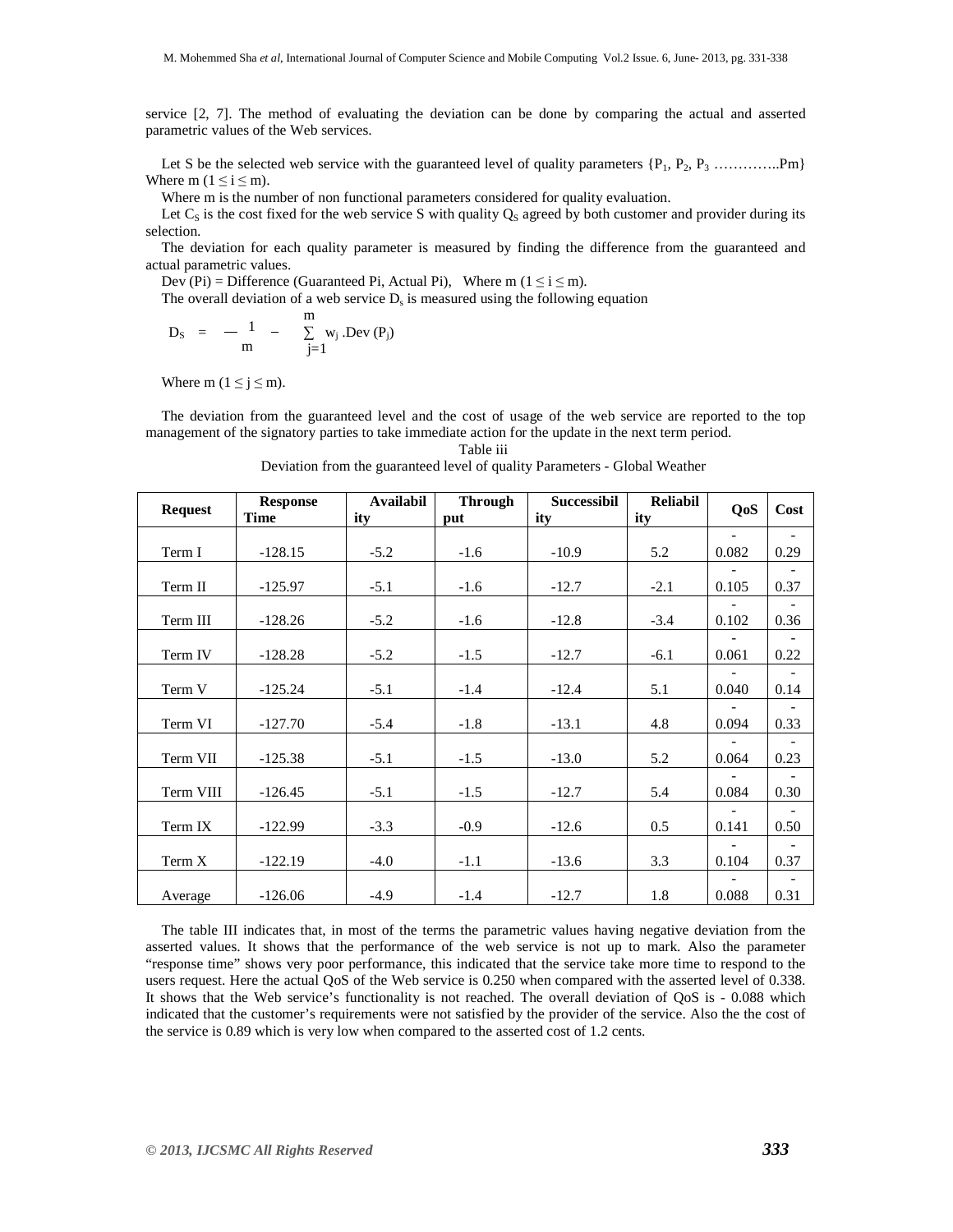service [2, 7]. The method of evaluating the deviation can be done by comparing the actual and asserted parametric values of the Web services.

Let S be the selected web service with the guaranteed level of quality parameters $\{P_1, P_2, P_3 \ldots\ldots\ldots\ldots..Pm\}$ Where m $(1 \leq i \leq m)$.

Where m is the number of non functional parameters considered for quality evaluation.

Let $C_S$ is the cost fixed for the web service S with quality $Q_S$ agreed by both customer and provider during its selection.

The deviation for each quality parameter is measured by finding the difference from the guaranteed and actual parametric values.

Dev (Pi) = Difference (Guaranteed Pi, Actual Pi), Where m $(1 \leq i \leq m)$.

The overall deviation of a web service $D_s$ is measured using the following equation

$$D_S = \frac{1}{m} \sum_{j=1}^{m} w_j . \text{Dev}(P_j)$$

Where m $(1 \leq j \leq m)$.

The deviation from the guaranteed level and the cost of usage of the web service are reported to the top management of the signatory parties to take immediate action for the update in the next term period.

Table iii

Deviation from the guaranteed level of quality Parameters - Global Weather

| Request | Response Time | Availability | Throughput | Successibility | Reliability | QoS | Cost |
|---|---|---|---|---|---|---|---|
| Term I | -128.15 | -5.2 | -1.6 | -10.9 | 5.2 | -0.082 | -0.29 |
| Term II | -125.97 | -5.1 | -1.6 | -12.7 | -2.1 | -0.105 | -0.37 |
| Term III | -128.26 | -5.2 | -1.6 | -12.8 | -3.4 | -0.102 | -0.36 |
| Term IV | -128.28 | -5.2 | -1.5 | -12.7 | -6.1 | -0.061 | -0.22 |
| Term V | -125.24 | -5.1 | -1.4 | -12.4 | 5.1 | -0.040 | -0.14 |
| Term VI | -127.70 | -5.4 | -1.8 | -13.1 | 4.8 | -0.094 | -0.33 |
| Term VII | -125.38 | -5.1 | -1.5 | -13.0 | 5.2 | -0.064 | -0.23 |
| Term VIII | -126.45 | -5.1 | -1.5 | -12.7 | 5.4 | -0.084 | -0.30 |
| Term IX | -122.99 | -3.3 | -0.9 | -12.6 | 0.5 | -0.141 | -0.50 |
| Term X | -122.19 | -4.0 | -1.1 | -13.6 | 3.3 | -0.104 | -0.37 |
| Average | -126.06 | -4.9 | -1.4 | -12.7 | 1.8 | -0.088 | -0.31 |

The table III indicates that, in most of the terms the parametric values having negative deviation from the asserted values. It shows that the performance of the web service is not up to mark. Also the parameter "response time" shows very poor performance, this indicated that the service take more time to respond to the users request. Here the actual QoS of the Web service is 0.250 when compared with the asserted level of 0.338. It shows that the Web service's functionality is not reached. The overall deviation of QoS is - 0.088 which indicated that the customer's requirements were not satisfied by the provider of the service. Also the the cost of the service is 0.89 which is very low when compared to the asserted cost of 1.2 cents.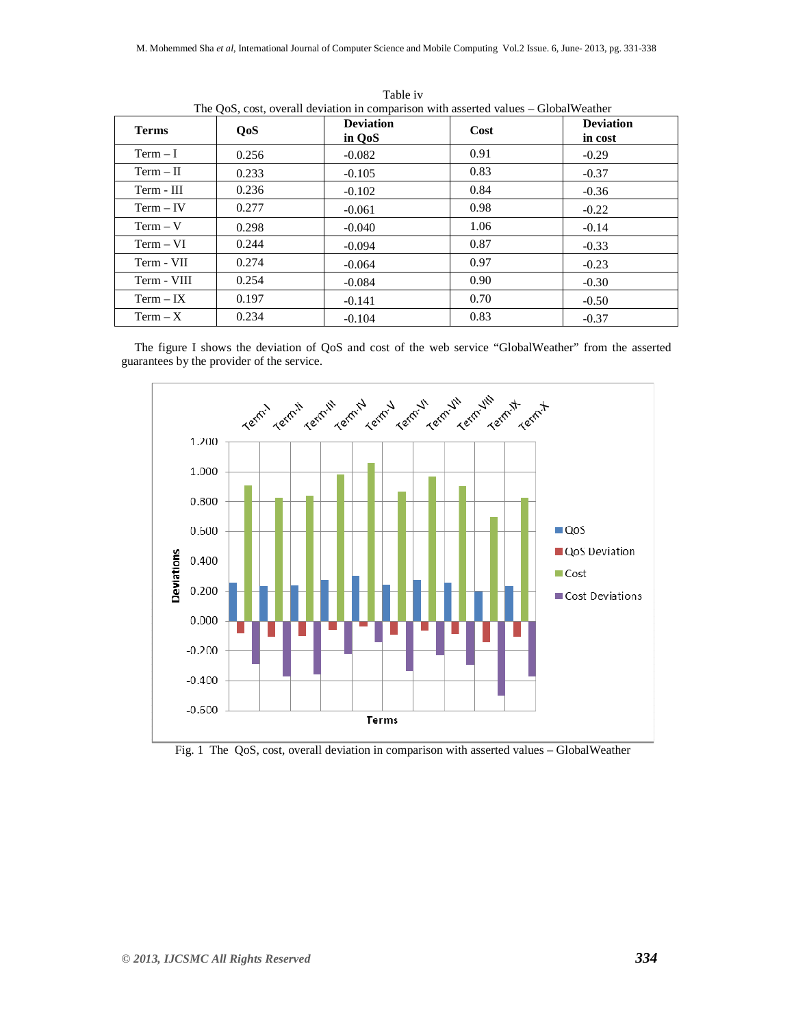Table iv
The QoS, cost, overall deviation in comparison with asserted values – GlobalWeather

| Terms | QoS | Deviation in QoS | Cost | Deviation in cost |
|---|---|---|---|---|
| Term – I | 0.256 | -0.082 | 0.91 | -0.29 |
| Term – II | 0.233 | -0.105 | 0.83 | -0.37 |
| Term - III | 0.236 | -0.102 | 0.84 | -0.36 |
| Term – IV | 0.277 | -0.061 | 0.98 | -0.22 |
| Term – V | 0.298 | -0.040 | 1.06 | -0.14 |
| Term – VI | 0.244 | -0.094 | 0.87 | -0.33 |
| Term - VII | 0.274 | -0.064 | 0.97 | -0.23 |
| Term - VIII | 0.254 | -0.084 | 0.90 | -0.30 |
| Term – IX | 0.197 | -0.141 | 0.70 | -0.50 |
| Term – X | 0.234 | -0.104 | 0.83 | -0.37 |

The figure I shows the deviation of QoS and cost of the web service "GlobalWeather" from the asserted guarantees by the provider of the service.

Fig. 1 The QoS, cost, overall deviation in comparison with asserted values – GlobalWeather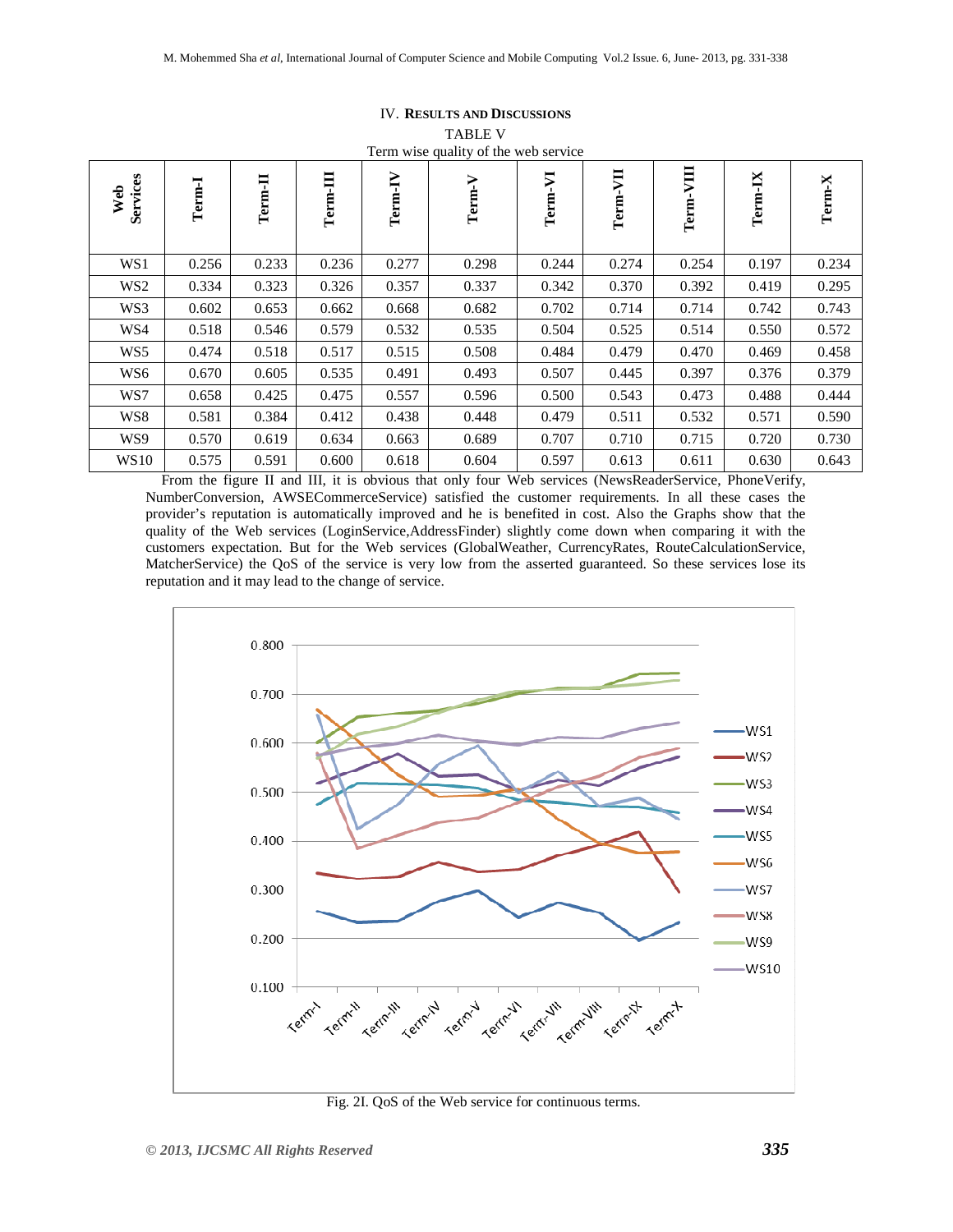## IV. Results and Discussions

TABLE V
Term wise quality of the web service

| Web Services | Term-I | Term-II | Term-III | Term-IV | Term-V | Term-VI | Term-VII | Term-VIII | Term-IX | Term-X |
|---|---|---|---|---|---|---|---|---|---|---|
| WS1 | 0.256 | 0.233 | 0.236 | 0.277 | 0.298 | 0.244 | 0.274 | 0.254 | 0.197 | 0.234 |
| WS2 | 0.334 | 0.323 | 0.326 | 0.357 | 0.337 | 0.342 | 0.370 | 0.392 | 0.419 | 0.295 |
| WS3 | 0.602 | 0.653 | 0.662 | 0.668 | 0.682 | 0.702 | 0.714 | 0.714 | 0.742 | 0.743 |
| WS4 | 0.518 | 0.546 | 0.579 | 0.532 | 0.535 | 0.504 | 0.525 | 0.514 | 0.550 | 0.572 |
| WS5 | 0.474 | 0.518 | 0.517 | 0.515 | 0.508 | 0.484 | 0.479 | 0.470 | 0.469 | 0.458 |
| WS6 | 0.670 | 0.605 | 0.535 | 0.491 | 0.493 | 0.507 | 0.445 | 0.397 | 0.376 | 0.379 |
| WS7 | 0.658 | 0.425 | 0.475 | 0.557 | 0.596 | 0.500 | 0.543 | 0.473 | 0.488 | 0.444 |
| WS8 | 0.581 | 0.384 | 0.412 | 0.438 | 0.448 | 0.479 | 0.511 | 0.532 | 0.571 | 0.590 |
| WS9 | 0.570 | 0.619 | 0.634 | 0.663 | 0.689 | 0.707 | 0.710 | 0.715 | 0.720 | 0.730 |
| WS10 | 0.575 | 0.591 | 0.600 | 0.618 | 0.604 | 0.597 | 0.613 | 0.611 | 0.630 | 0.643 |

From the figure II and III, it is obvious that only four Web services (NewsReaderService, PhoneVerify, NumberConversion, AWSECommerceService) satisfied the customer requirements. In all these cases the provider's reputation is automatically improved and he is benefited in cost. Also the Graphs show that the quality of the Web services (LoginService,AddressFinder) slightly come down when comparing it with the customers expectation. But for the Web services (GlobalWeather, CurrencyRates, RouteCalculationService, MatcherService) the QoS of the service is very low from the asserted guaranteed. So these services lose its reputation and it may lead to the change of service.

0.800
0.700
0.600
0.500
0.400
0.300
0.200
0.100

Term-I Term-II Term-III Term-IV Term-V Term-VI Term-VII Term-VIII Term-IX Term-X

WS1
WS2
WS3
WS4
WS5
WS6
WS7
WS8
WS9
WS10

Fig. 2I. QoS of the Web service for continuous terms.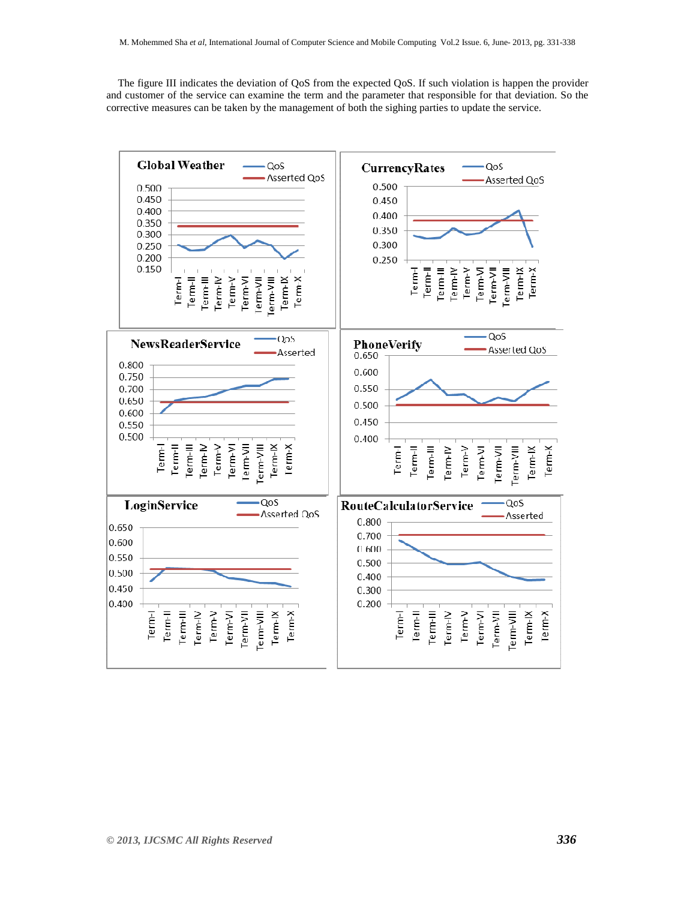The figure III indicates the deviation of QoS from the expected QoS. If such violation is happen the provider and customer of the service can examine the term and the parameter that responsible for that deviation. So the corrective measures can be taken by the management of both the sighing parties to update the service.

Global Weather

QoS
Asserted QoS

0.500
0.450
0.400
0.350
0.300
0.250
0.200
0.150

Term-I Term-II Term-III Term-IV Term-V Term-VI Term-VII Term-VIII Term-IX Term X

CurrencyRates

QoS
Asserted QoS

0.500
0.450
0.400
0.350
0.300
0.250

Term-I Term-II Term-III Term-IV Term-V Term-VI Term-VII Term-VIII Term-IX Term-X

NewsReaderService

QoS
Asserted

0.800
0.750
0.700
0.650
0.600
0.550
0.500

Term-I Term-II Term-III Term-IV Term-V Term-VI Term-VII Term-VIII Term-IX Term-X

PhoneVerify

QoS
Asserted QoS

0.650
0.600
0.550
0.500
0.450
0.400

Term-I Term-II Term-III Term-IV Term-V Term-VI Term-VII Term-VIII Term-IX Term-X

LoginService

QoS
Asserted QoS

0.650
0.600
0.550
0.500
0.450
0.400

Term-I Term-II Term-III Term-IV Term-V Term-VI Term-VII Term-VIII Term-IX Term-X

RouteCalculatorService

QoS
Asserted

0.800
0.700
0.600
0.500
0.400
0.300
0.200

Term-I Term-II Term-III Term-IV Term-V Term-VI Term-VII Term-VIII Term-IX Term-X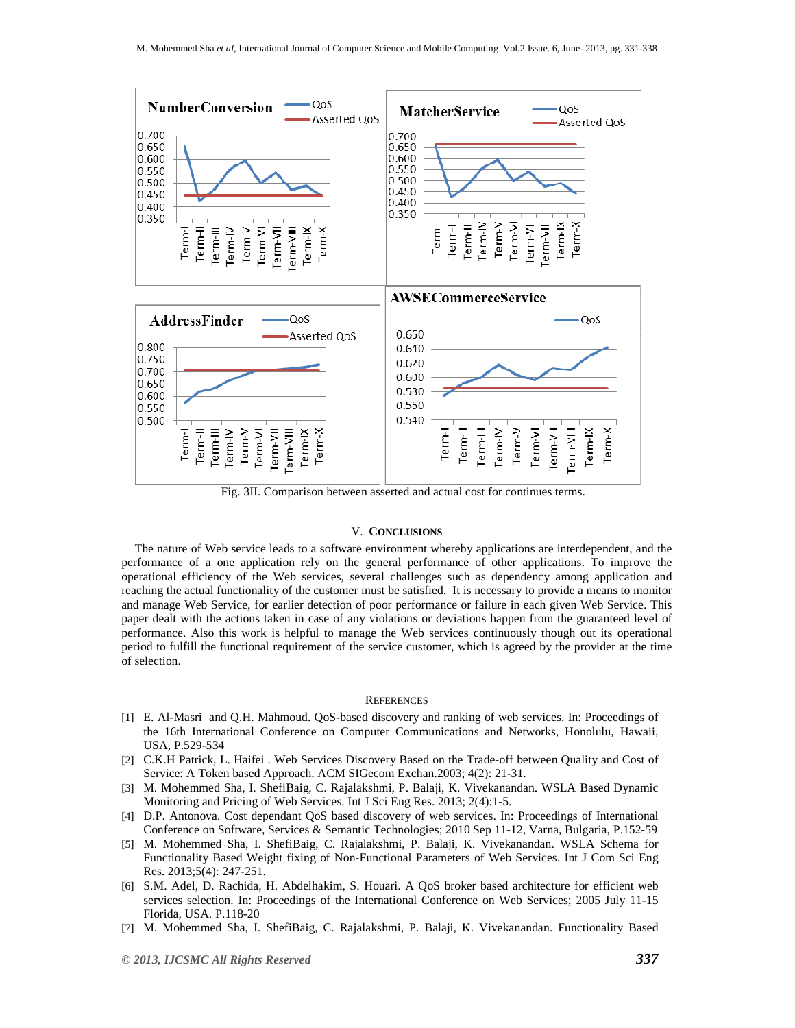NumberConversion

QoS
Asserted QoS

0.700
0.650
0.600
0.550
0.500
0.450
0.400
0.350

Term-I Term-II Term-III Term-IV Term-V Term-VI Term-VII Term-VIII Term-IX Term-X

MatcherService

QoS
Asserted QoS

0.700
0.650
0.600
0.550
0.500
0.450
0.400
0.350

Term-I Term-II Term-III Term-IV Term-V Term-VI Term-VII Term-VIII Term-IX Term-X

AddressFinder

QoS
Asserted QoS

0.800
0.750
0.700
0.650
0.600
0.550
0.500

Term-I Term-II Term-III Term-IV Term-V Term-VI Term-VII Term-VIII Term-IX Term-X

AWSECommerceService

QoS

0.650
0.640
0.620
0.600
0.580
0.560
0.540

Term-I Term-II Term-III Term-IV Term-V Term-VI Term-VII Term-VIII Term-IX Term-X

Fig. 3II. Comparison between asserted and actual cost for continues terms.

## V. Conclusions

The nature of Web service leads to a software environment whereby applications are interdependent, and the performance of a one application rely on the general performance of other applications. To improve the operational efficiency of the Web services, several challenges such as dependency among application and reaching the actual functionality of the customer must be satisfied. It is necessary to provide a means to monitor and manage Web Service, for earlier detection of poor performance or failure in each given Web Service. This paper dealt with the actions taken in case of any violations or deviations happen from the guaranteed level of performance. Also this work is helpful to manage the Web services continuously though out its operational period to fulfill the functional requirement of the service customer, which is agreed by the provider at the time of selection.

## References

[1] E. Al-Masri and Q.H. Mahmoud. QoS-based discovery and ranking of web services. In: Proceedings of the 16th International Conference on Computer Communications and Networks, Honolulu, Hawaii, USA, P.529-534

[2] C.K.H Patrick, L. Haifei . Web Services Discovery Based on the Trade-off between Quality and Cost of Service: A Token based Approach. ACM SIGecom Exchan.2003; 4(2): 21-31.

[3] M. Mohemmed Sha, I. ShefiBaig, C. Rajalakshmi, P. Balaji, K. Vivekanandan. WSLA Based Dynamic Monitoring and Pricing of Web Services. Int J Sci Eng Res. 2013; 2(4):1-5.

[4] D.P. Antonova. Cost dependant QoS based discovery of web services. In: Proceedings of International Conference on Software, Services & Semantic Technologies; 2010 Sep 11-12, Varna, Bulgaria, P.152-59

[5] M. Mohemmed Sha, I. ShefiBaig, C. Rajalakshmi, P. Balaji, K. Vivekanandan. WSLA Schema for Functionality Based Weight fixing of Non-Functional Parameters of Web Services. Int J Com Sci Eng Res. 2013;5(4): 247-251.

[6] S.M. Adel, D. Rachida, H. Abdelhakim, S. Houari. A QoS broker based architecture for efficient web services selection. In: Proceedings of the International Conference on Web Services; 2005 July 11-15 Florida, USA. P.118-20

[7] M. Mohemmed Sha, I. ShefiBaig, C. Rajalakshmi, P. Balaji, K. Vivekanandan. Functionality Based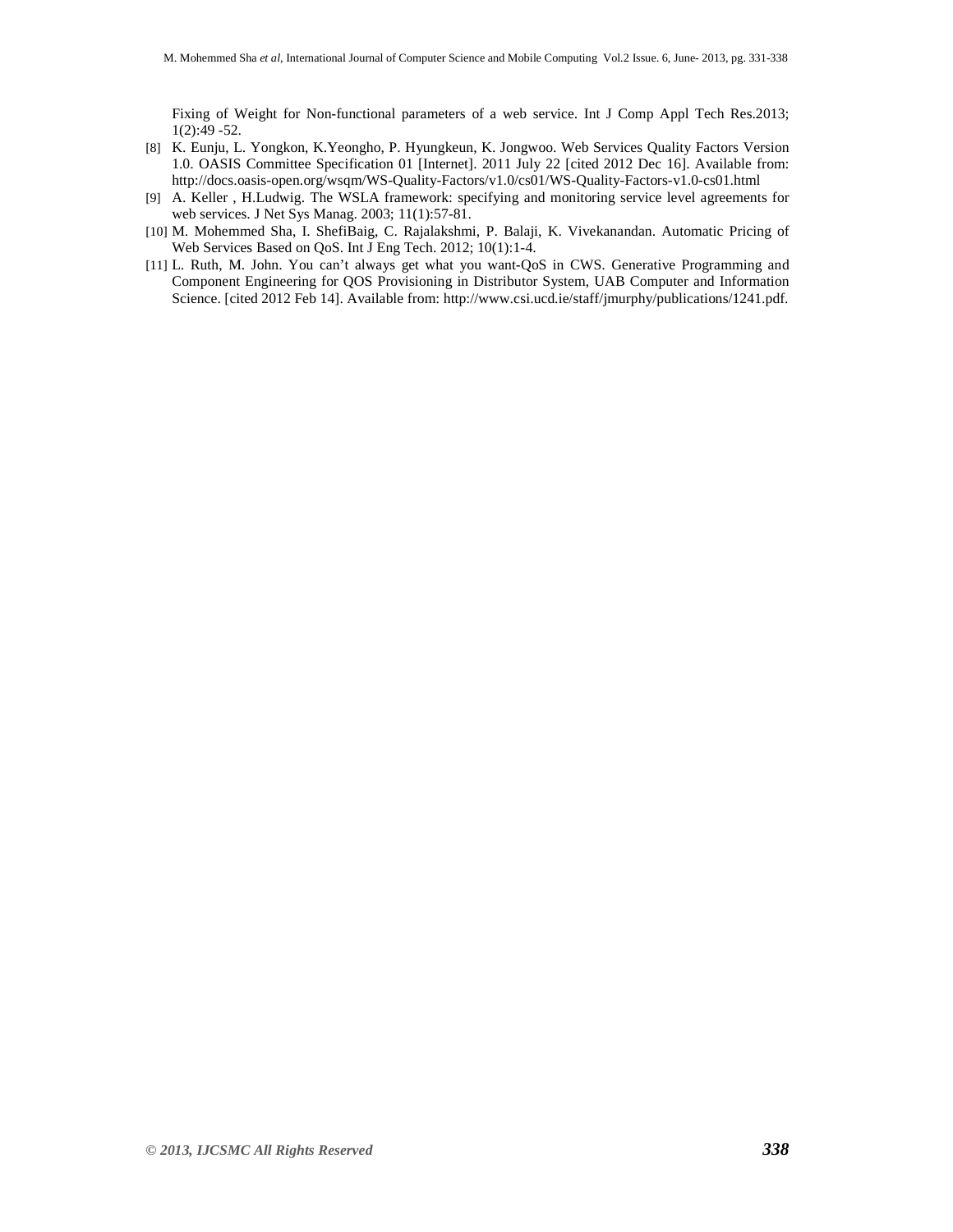Fixing of Weight for Non-functional parameters of a web service. Int J Comp Appl Tech Res.2013; 1(2):49 -52.

[8] K. Eunju, L. Yongkon, K.Yeongho, P. Hyungkeun, K. Jongwoo. Web Services Quality Factors Version 1.0. OASIS Committee Specification 01 [Internet]. 2011 July 22 [cited 2012 Dec 16]. Available from: http://docs.oasis-open.org/wsqm/WS-Quality-Factors/v1.0/cs01/WS-Quality-Factors-v1.0-cs01.html

[9] A. Keller , H.Ludwig. The WSLA framework: specifying and monitoring service level agreements for web services. J Net Sys Manag. 2003; 11(1):57-81.

[10] M. Mohemmed Sha, I. ShefiBaig, C. Rajalakshmi, P. Balaji, K. Vivekanandan. Automatic Pricing of Web Services Based on QoS. Int J Eng Tech. 2012; 10(1):1-4.

[11] L. Ruth, M. John. You can't always get what you want-QoS in CWS. Generative Programming and Component Engineering for QOS Provisioning in Distributor System, UAB Computer and Information Science. [cited 2012 Feb 14]. Available from: http://www.csi.ucd.ie/staff/jmurphy/publications/1241.pdf.